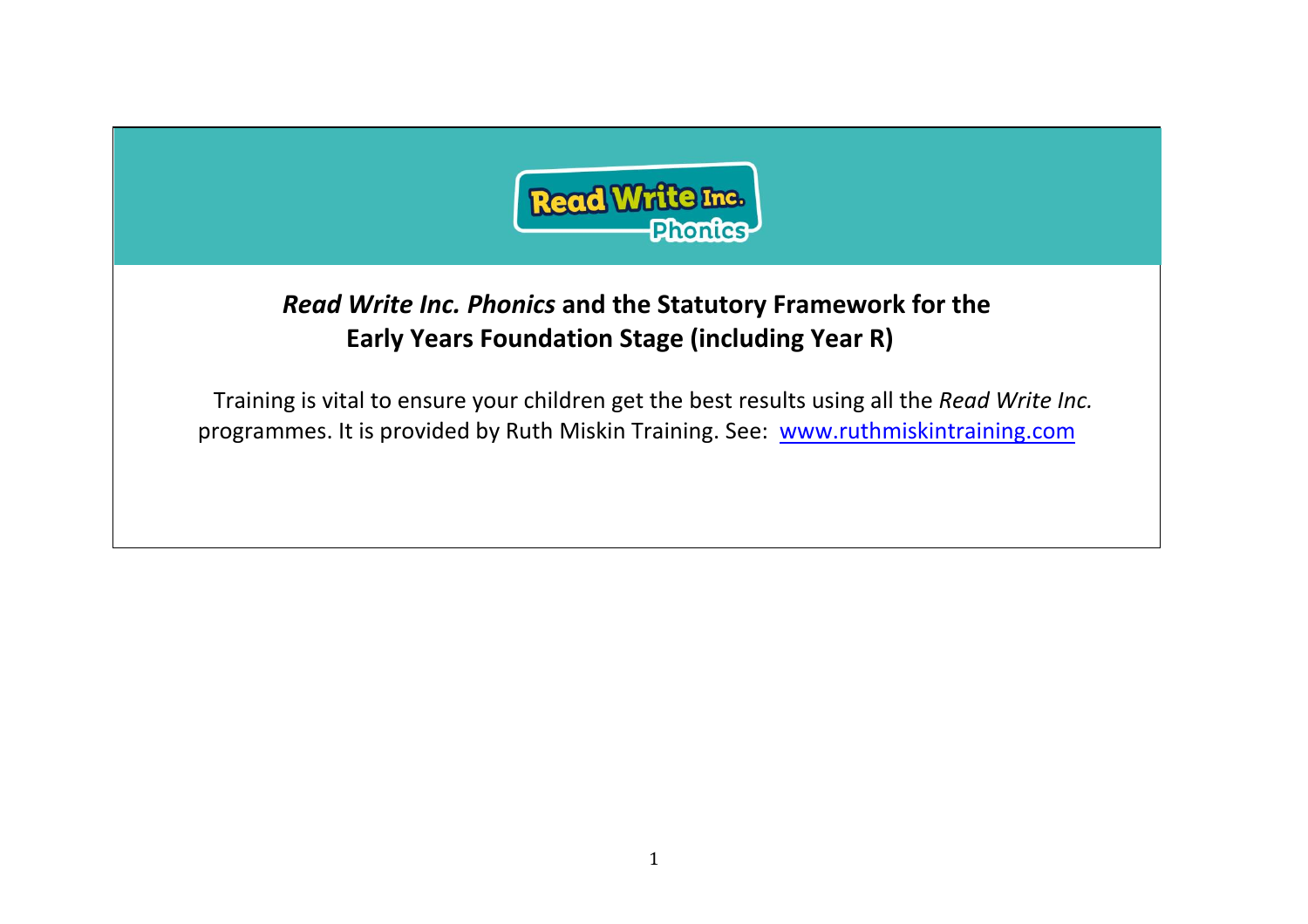# *Read Write Inc. Phonics* and the Statutory Framework for the Early Years Foundation Stage (including Year R)

Training is vital to ensure your children get the best results using all the *Read Write Inc.* programmes. It is provided by Ruth Miskin Training. See: [www.ruthmiskintraining.com](http://www.ruthmiskintraining.com)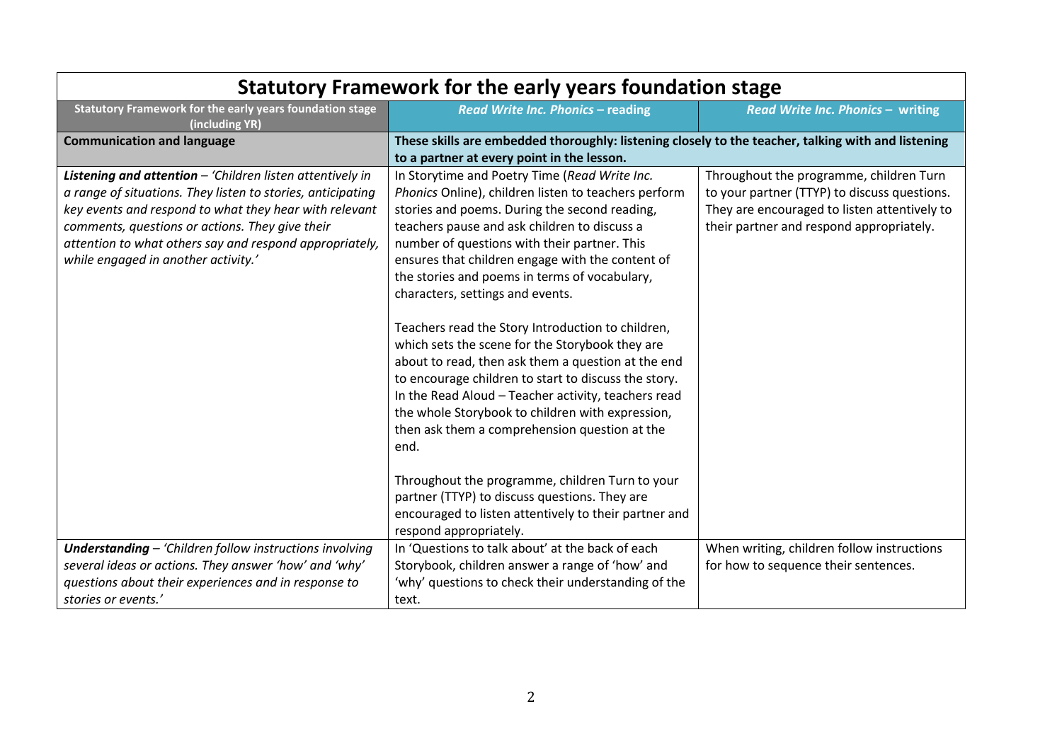| Statutory Framework for the early years foundation stage | | |
|---|---|---|
| **Statutory Framework for the early years foundation stage (including YR)** | ***Read Write Inc. Phonics*** **– reading** | ***Read Write Inc. Phonics*** **– writing** |
| **Communication and language** | **These skills are embedded thoroughly: listening closely to the teacher, talking with and listening to a partner at every point in the lesson.** | |
| ***Listening and attention*** *– 'Children listen attentively in a range of situations. They listen to stories, anticipating key events and respond to what they hear with relevant comments, questions or actions. They give their attention to what others say and respond appropriately, while engaged in another activity.'* | In Storytime and Poetry Time (*Read Write Inc. Phonics* Online), children listen to teachers perform stories and poems. During the second reading, teachers pause and ask children to discuss a number of questions with their partner. This ensures that children engage with the content of the stories and poems in terms of vocabulary, characters, settings and events.<br><br>Teachers read the Story Introduction to children, which sets the scene for the Storybook they are about to read, then ask them a question at the end to encourage children to start to discuss the story. In the Read Aloud – Teacher activity, teachers read the whole Storybook to children with expression, then ask them a comprehension question at the end.<br><br>Throughout the programme, children Turn to your partner (TTYP) to discuss questions. They are encouraged to listen attentively to their partner and respond appropriately. | Throughout the programme, children Turn to your partner (TTYP) to discuss questions. They are encouraged to listen attentively to their partner and respond appropriately. |
| ***Understanding*** *– 'Children follow instructions involving several ideas or actions. They answer 'how' and 'why' questions about their experiences and in response to stories or events.'* | In 'Questions to talk about' at the back of each Storybook, children answer a range of 'how' and 'why' questions to check their understanding of the text. | When writing, children follow instructions for how to sequence their sentences. |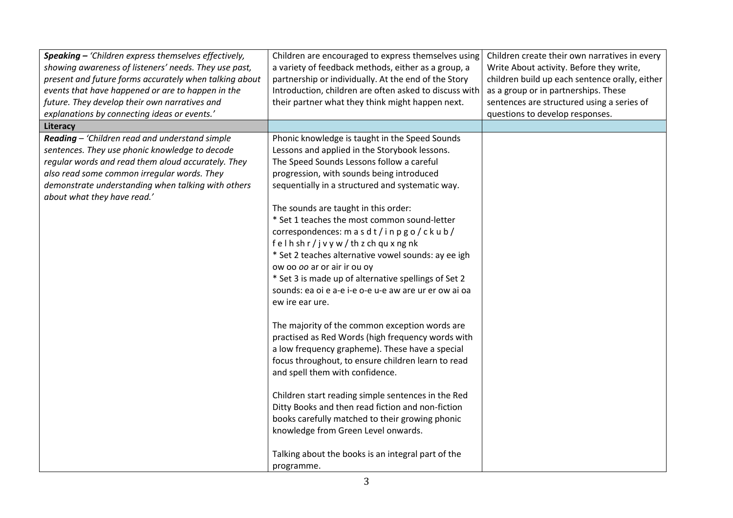| | | |
|---|---|---|
| ***Speaking –*** *'Children express themselves effectively, showing awareness of listeners' needs. They use past, present and future forms accurately when talking about events that have happened or are to happen in the future. They develop their own narratives and explanations by connecting ideas or events.'* | Children are encouraged to express themselves using a variety of feedback methods, either as a group, a partnership or individually. At the end of the Story Introduction, children are often asked to discuss with their partner what they think might happen next. | Children create their own narratives in every Write About activity. Before they write, children build up each sentence orally, either as a group or in partnerships. These sentences are structured using a series of questions to develop responses. |
| **Literacy** | | |
| ***Reading*** *– 'Children read and understand simple sentences. They use phonic knowledge to decode regular words and read them aloud accurately. They also read some common irregular words. They demonstrate understanding when talking with others about what they have read.'* | Phonic knowledge is taught in the Speed Sounds Lessons and applied in the Storybook lessons. The Speed Sounds Lessons follow a careful progression, with sounds being introduced sequentially in a structured and systematic way.<br><br>The sounds are taught in this order:<br>* Set 1 teaches the most common sound-letter correspondences: m a s d t / i n p g o / c k u b / f e l h sh r / j v y w / th z ch qu x ng nk<br>* Set 2 teaches alternative vowel sounds: ay ee igh ow oo *oo* ar or air ir ou oy<br>* Set 3 is made up of alternative spellings of Set 2 sounds: ea oi e a-e i-e o-e u-e aw are ur er ow ai oa ew ire ear ure.<br><br>The majority of the common exception words are practised as Red Words (high frequency words with a low frequency grapheme). These have a special focus throughout, to ensure children learn to read and spell them with confidence.<br><br>Children start reading simple sentences in the Red Ditty Books and then read fiction and non-fiction books carefully matched to their growing phonic knowledge from Green Level onwards.<br><br>Talking about the books is an integral part of the programme. | |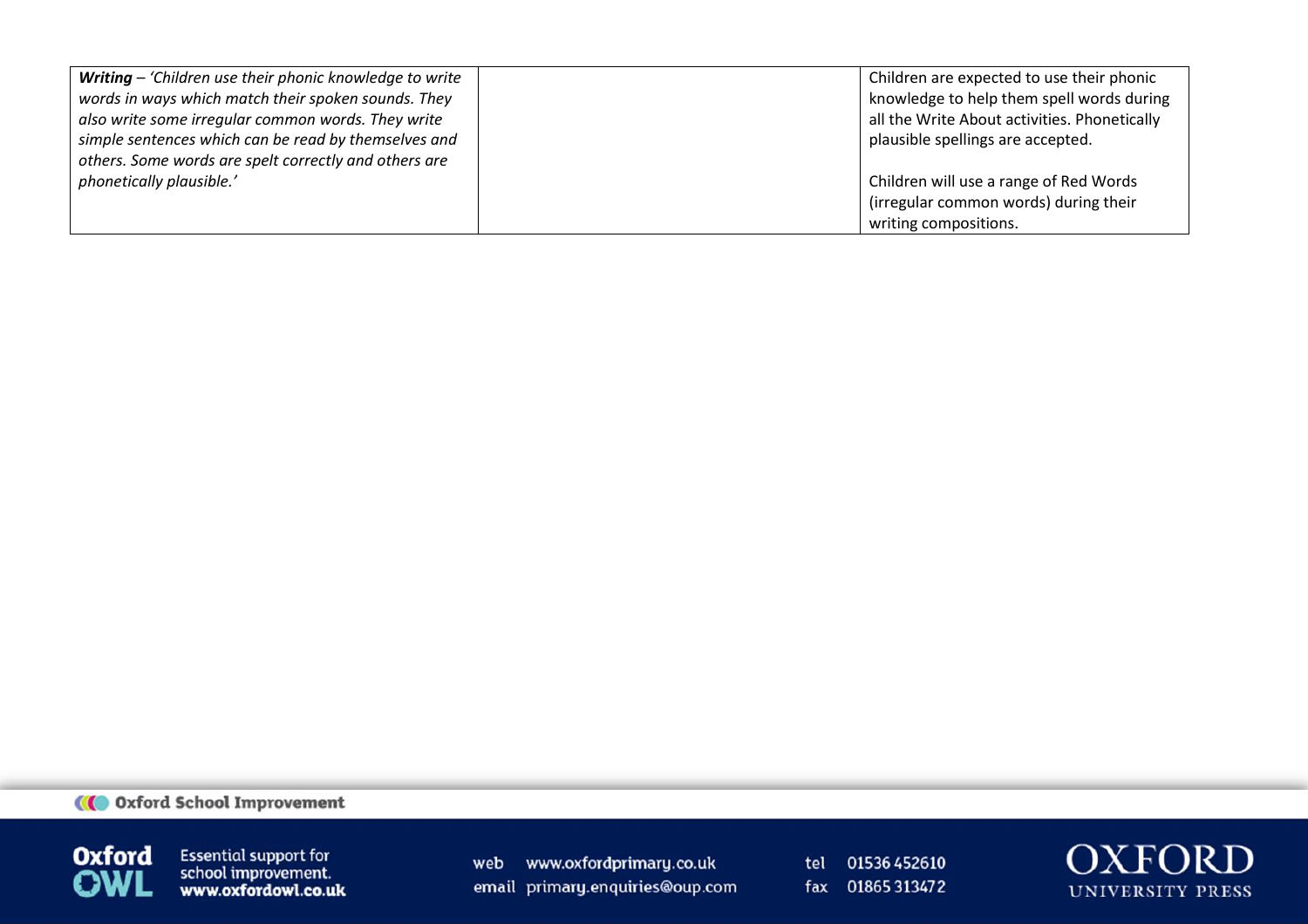| | | |
|---|---|---|
| ***Writing*** *– 'Children use their phonic knowledge to write words in ways which match their spoken sounds. They also write some irregular common words. They write simple sentences which can be read by themselves and others. Some words are spelt correctly and others are phonetically plausible.'* | | Children are expected to use their phonic knowledge to help them spell words during all the Write About activities. Phonetically plausible spellings are accepted.<br><br>Children will use a range of Red Words (irregular common words) during their writing compositions. |